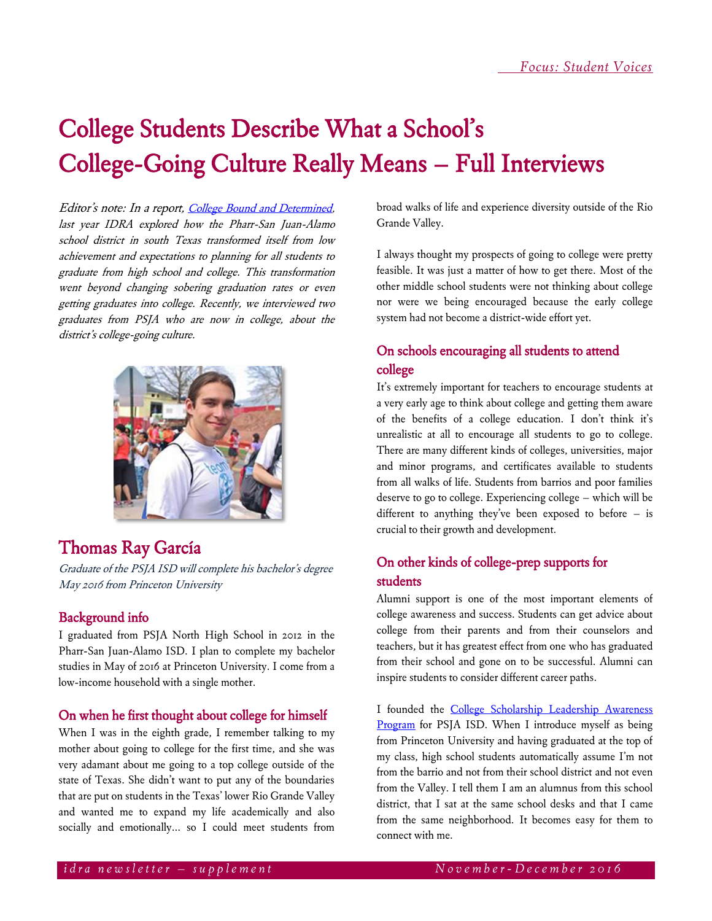Focus: Student Voices

# College Students Describe What a School's College-Going Culture Really Means – Full Interviews

*Editor's note: In a report, [College Bound and Determined](), last year IDRA explored how the Pharr-San Juan-Alamo school district in south Texas transformed itself from low achievement and expectations to planning for all students to graduate from high school and college. This transformation went beyond changing sobering graduation rates or even getting graduates into college. Recently, we interviewed two graduates from PSJA who are now in college, about the district's college-going culture.*

## Thomas Ray García

*Graduate of the PSJA ISD will complete his bachelor's degree May 2016 from Princeton University*

### Background info

I graduated from PSJA North High School in 2012 in the Pharr-San Juan-Alamo ISD. I plan to complete my bachelor studies in May of 2016 at Princeton University. I come from a low-income household with a single mother.

### On when he first thought about college for himself

When I was in the eighth grade, I remember talking to my mother about going to college for the first time, and she was very adamant about me going to a top college outside of the state of Texas. She didn't want to put any of the boundaries that are put on students in the Texas' lower Rio Grande Valley and wanted me to expand my life academically and also socially and emotionally... so I could meet students from broad walks of life and experience diversity outside of the Rio Grande Valley.

I always thought my prospects of going to college were pretty feasible. It was just a matter of how to get there. Most of the other middle school students were not thinking about college nor were we being encouraged because the early college system had not become a district-wide effort yet.

### On schools encouraging all students to attend college

It's extremely important for teachers to encourage students at a very early age to think about college and getting them aware of the benefits of a college education. I don't think it's unrealistic at all to encourage all students to go to college. There are many different kinds of colleges, universities, major and minor programs, and certificates available to students from all walks of life. Students from barrios and poor families deserve to go to college. Experiencing college – which will be different to anything they've been exposed to before – is crucial to their growth and development.

### On other kinds of college-prep supports for students

Alumni support is one of the most important elements of college awareness and success. Students can get advice about college from their parents and from their counselors and teachers, but it has greatest effect from one who has graduated from their school and gone on to be successful. Alumni can inspire students to consider different career paths.

I founded the [College Scholarship Leadership Awareness Program]() for PSJA ISD. When I introduce myself as being from Princeton University and having graduated at the top of my class, high school students automatically assume I'm not from the barrio and not from their school district and not even from the Valley. I tell them I am an alumnus from this school district, that I sat at the same school desks and that I came from the same neighborhood. It becomes easy for them to connect with me.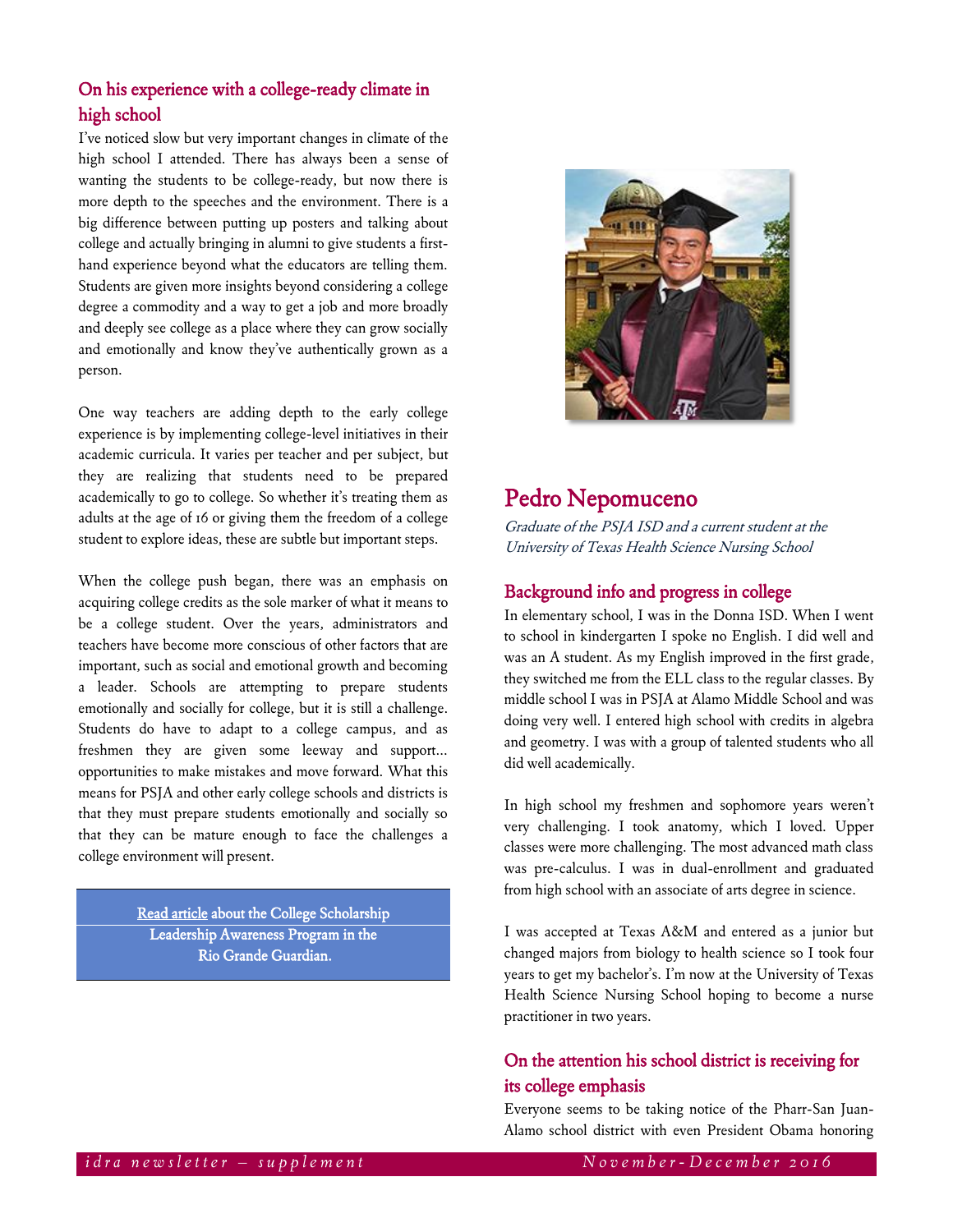### On his experience with a college-ready climate in high school

I've noticed slow but very important changes in climate of the high school I attended. There has always been a sense of wanting the students to be college-ready, but now there is more depth to the speeches and the environment. There is a big difference between putting up posters and talking about college and actually bringing in alumni to give students a first-hand experience beyond what the educators are telling them. Students are given more insights beyond considering a college degree a commodity and a way to get a job and more broadly and deeply see college as a place where they can grow socially and emotionally and know they've authentically grown as a person.

One way teachers are adding depth to the early college experience is by implementing college-level initiatives in their academic curricula. It varies per teacher and per subject, but they are realizing that students need to be prepared academically to go to college. So whether it's treating them as adults at the age of 16 or giving them the freedom of a college student to explore ideas, these are subtle but important steps.

When the college push began, there was an emphasis on acquiring college credits as the sole marker of what it means to be a college student. Over the years, administrators and teachers have become more conscious of other factors that are important, such as social and emotional growth and becoming a leader. Schools are attempting to prepare students emotionally and socially for college, but it is still a challenge. Students do have to adapt to a college campus, and as freshmen they are given some leeway and support... opportunities to make mistakes and move forward. What this means for PSJA and other early college schools and districts is that they must prepare students emotionally and socially so that they can be mature enough to face the challenges a college environment will present.

Read article about the College Scholarship Leadership Awareness Program in the Rio Grande Guardian.

## Pedro Nepomuceno

*Graduate of the PSJA ISD and a current student at the University of Texas Health Science Nursing School*

### Background info and progress in college

In elementary school, I was in the Donna ISD. When I went to school in kindergarten I spoke no English. I did well and was an A student. As my English improved in the first grade, they switched me from the ELL class to the regular classes. By middle school I was in PSJA at Alamo Middle School and was doing very well. I entered high school with credits in algebra and geometry. I was with a group of talented students who all did well academically.

In high school my freshmen and sophomore years weren't very challenging. I took anatomy, which I loved. Upper classes were more challenging. The most advanced math class was pre-calculus. I was in dual-enrollment and graduated from high school with an associate of arts degree in science.

I was accepted at Texas A&M and entered as a junior but changed majors from biology to health science so I took four years to get my bachelor's. I'm now at the University of Texas Health Science Nursing School hoping to become a nurse practitioner in two years.

### On the attention his school district is receiving for its college emphasis

Everyone seems to be taking notice of the Pharr-San Juan-Alamo school district with even President Obama honoring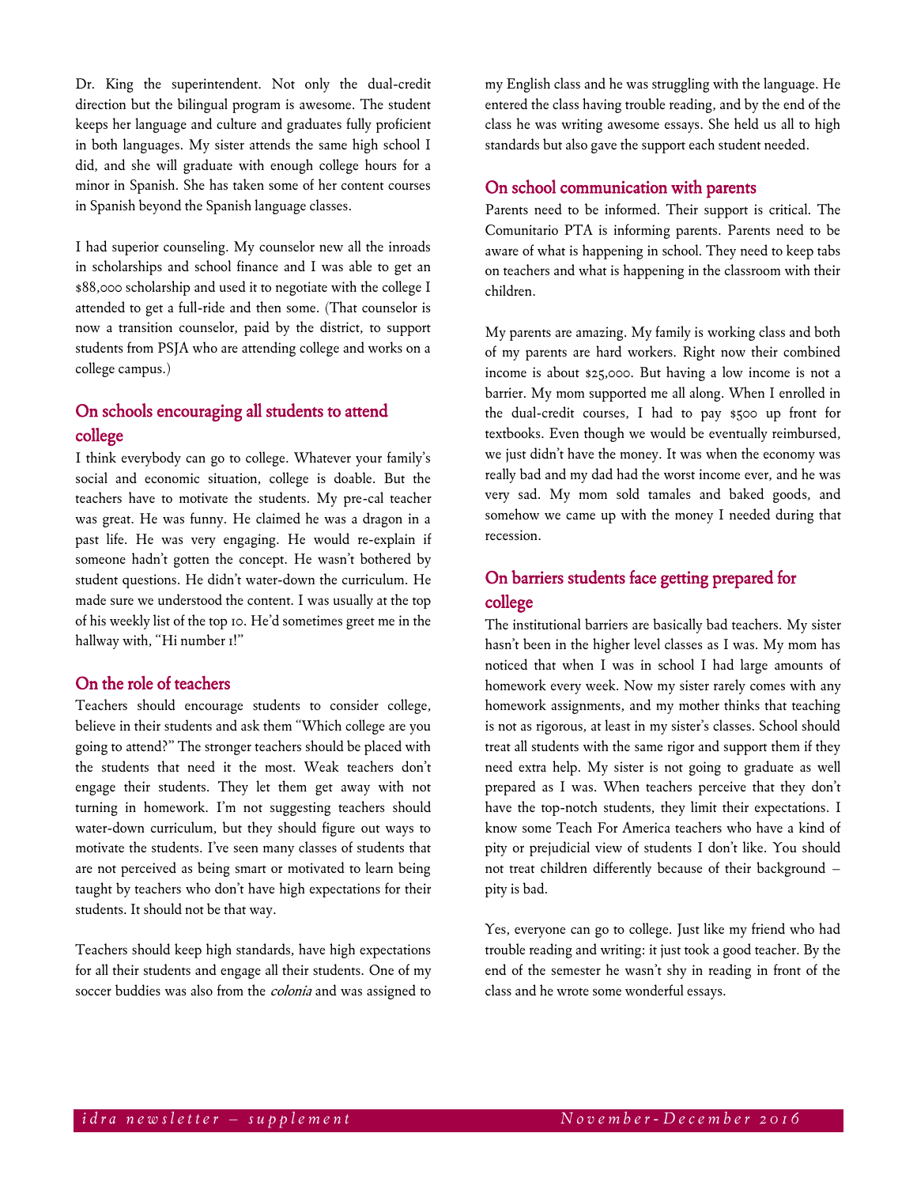Dr. King the superintendent. Not only the dual-credit direction but the bilingual program is awesome. The student keeps her language and culture and graduates fully proficient in both languages. My sister attends the same high school I did, and she will graduate with enough college hours for a minor in Spanish. She has taken some of her content courses in Spanish beyond the Spanish language classes.

I had superior counseling. My counselor new all the inroads in scholarships and school finance and I was able to get an $88,000 scholarship and used it to negotiate with the college I attended to get a full-ride and then some. (That counselor is now a transition counselor, paid by the district, to support students from PSJA who are attending college and works on a college campus.)

## On schools encouraging all students to attend college

I think everybody can go to college. Whatever your family's social and economic situation, college is doable. But the teachers have to motivate the students. My pre-cal teacher was great. He was funny. He claimed he was a dragon in a past life. He was very engaging. He would re-explain if someone hadn't gotten the concept. He wasn't bothered by student questions. He didn't water-down the curriculum. He made sure we understood the content. I was usually at the top of his weekly list of the top 10. He'd sometimes greet me in the hallway with, "Hi number 1!"

## On the role of teachers

Teachers should encourage students to consider college, believe in their students and ask them "Which college are you going to attend?" The stronger teachers should be placed with the students that need it the most. Weak teachers don't engage their students. They let them get away with not turning in homework. I'm not suggesting teachers should water-down curriculum, but they should figure out ways to motivate the students. I've seen many classes of students that are not perceived as being smart or motivated to learn being taught by teachers who don't have high expectations for their students. It should not be that way.

Teachers should keep high standards, have high expectations for all their students and engage all their students. One of my soccer buddies was also from the *colonia* and was assigned to my English class and he was struggling with the language. He entered the class having trouble reading, and by the end of the class he was writing awesome essays. She held us all to high standards but also gave the support each student needed.

## On school communication with parents

Parents need to be informed. Their support is critical. The Comunitario PTA is informing parents. Parents need to be aware of what is happening in school. They need to keep tabs on teachers and what is happening in the classroom with their children.

My parents are amazing. My family is working class and both of my parents are hard workers. Right now their combined income is about $25,000. But having a low income is not a barrier. My mom supported me all along. When I enrolled in the dual-credit courses, I had to pay $500 up front for textbooks. Even though we would be eventually reimbursed, we just didn't have the money. It was when the economy was really bad and my dad had the worst income ever, and he was very sad. My mom sold tamales and baked goods, and somehow we came up with the money I needed during that recession.

## On barriers students face getting prepared for college

The institutional barriers are basically bad teachers. My sister hasn't been in the higher level classes as I was. My mom has noticed that when I was in school I had large amounts of homework every week. Now my sister rarely comes with any homework assignments, and my mother thinks that teaching is not as rigorous, at least in my sister's classes. School should treat all students with the same rigor and support them if they need extra help. My sister is not going to graduate as well prepared as I was. When teachers perceive that they don't have the top-notch students, they limit their expectations. I know some Teach For America teachers who have a kind of pity or prejudicial view of students I don't like. You should not treat children differently because of their background – pity is bad.

Yes, everyone can go to college. Just like my friend who had trouble reading and writing: it just took a good teacher. By the end of the semester he wasn't shy in reading in front of the class and he wrote some wonderful essays.